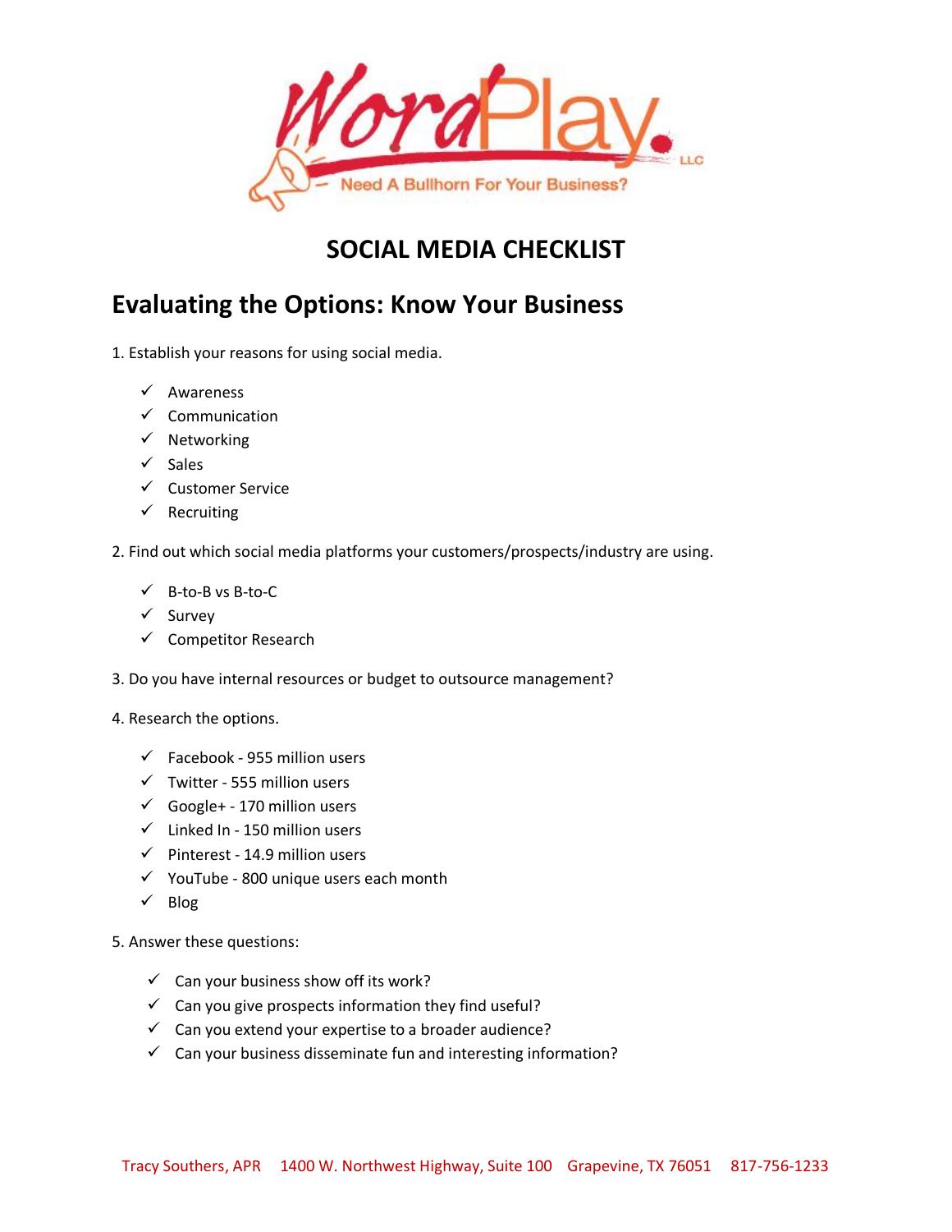WordPlay LLC

Need A Bullhorn For Your Business?

# SOCIAL MEDIA CHECKLIST

## Evaluating the Options: Know Your Business

1. Establish your reasons for using social media.

   - ✓ Awareness
   - ✓ Communication
   - ✓ Networking
   - ✓ Sales
   - ✓ Customer Service
   - ✓ Recruiting

2. Find out which social media platforms your customers/prospects/industry are using.

   - ✓ B-to-B vs B-to-C
   - ✓ Survey
   - ✓ Competitor Research

3. Do you have internal resources or budget to outsource management?

4. Research the options.

   - ✓ Facebook - 955 million users
   - ✓ Twitter - 555 million users
   - ✓ Google+ - 170 million users
   - ✓ Linked In - 150 million users
   - ✓ Pinterest - 14.9 million users
   - ✓ YouTube - 800 unique users each month
   - ✓ Blog

5. Answer these questions:

   - ✓ Can your business show off its work?
   - ✓ Can you give prospects information they find useful?
   - ✓ Can you extend your expertise to a broader audience?
   - ✓ Can your business disseminate fun and interesting information?

Tracy Southers, APR 1400 W. Northwest Highway, Suite 100 Grapevine, TX 76051 817-756-1233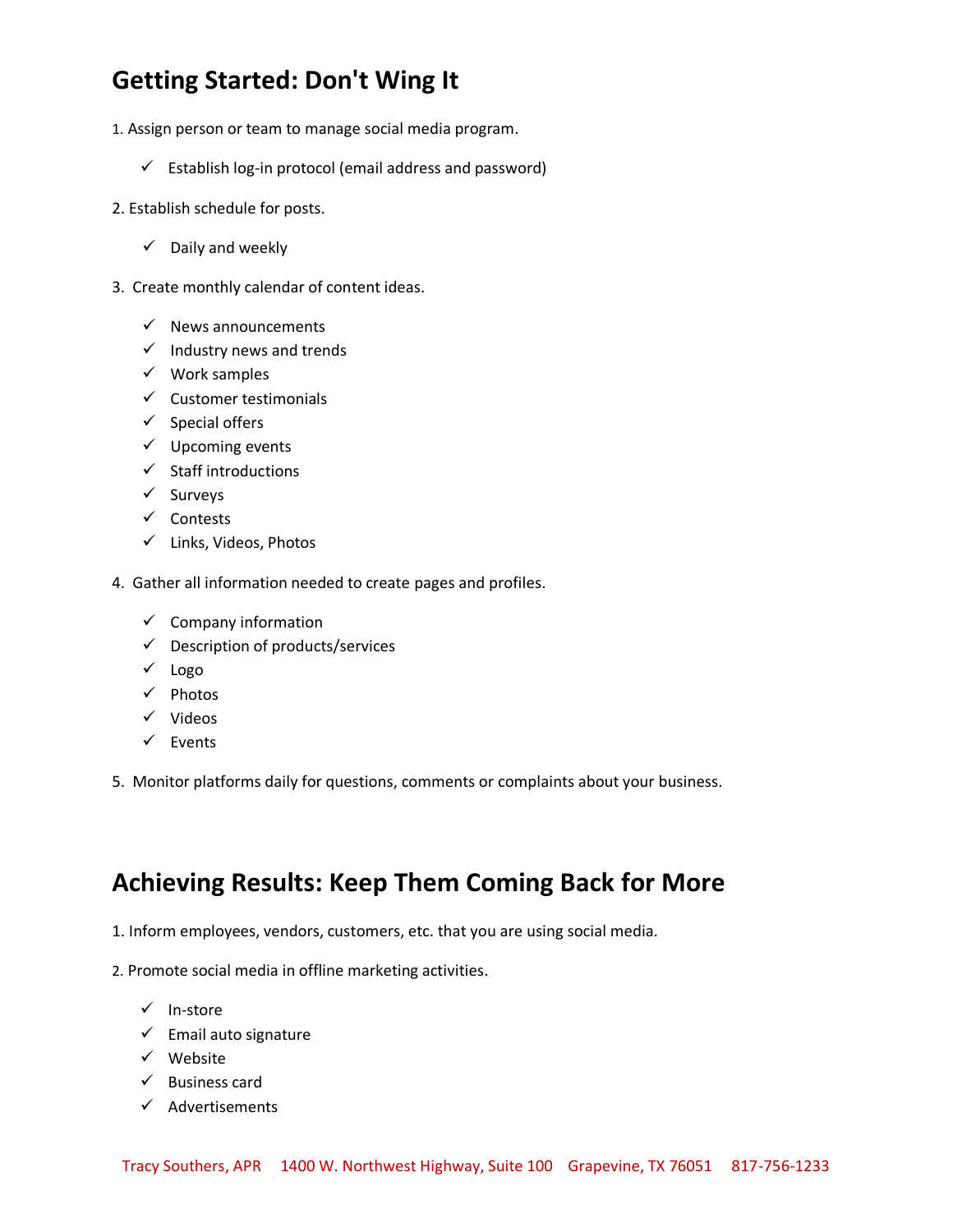## Getting Started: Don't Wing It

1. Assign person or team to manage social media program.
   - ✓ Establish log-in protocol (email address and password)
2. Establish schedule for posts.
   - ✓ Daily and weekly
3. Create monthly calendar of content ideas.
   - ✓ News announcements
   - ✓ Industry news and trends
   - ✓ Work samples
   - ✓ Customer testimonials
   - ✓ Special offers
   - ✓ Upcoming events
   - ✓ Staff introductions
   - ✓ Surveys
   - ✓ Contests
   - ✓ Links, Videos, Photos
4. Gather all information needed to create pages and profiles.
   - ✓ Company information
   - ✓ Description of products/services
   - ✓ Logo
   - ✓ Photos
   - ✓ Videos
   - ✓ Events
5. Monitor platforms daily for questions, comments or complaints about your business.

## Achieving Results: Keep Them Coming Back for More

1. Inform employees, vendors, customers, etc. that you are using social media.
2. Promote social media in offline marketing activities.
   - ✓ In-store
   - ✓ Email auto signature
   - ✓ Website
   - ✓ Business card
   - ✓ Advertisements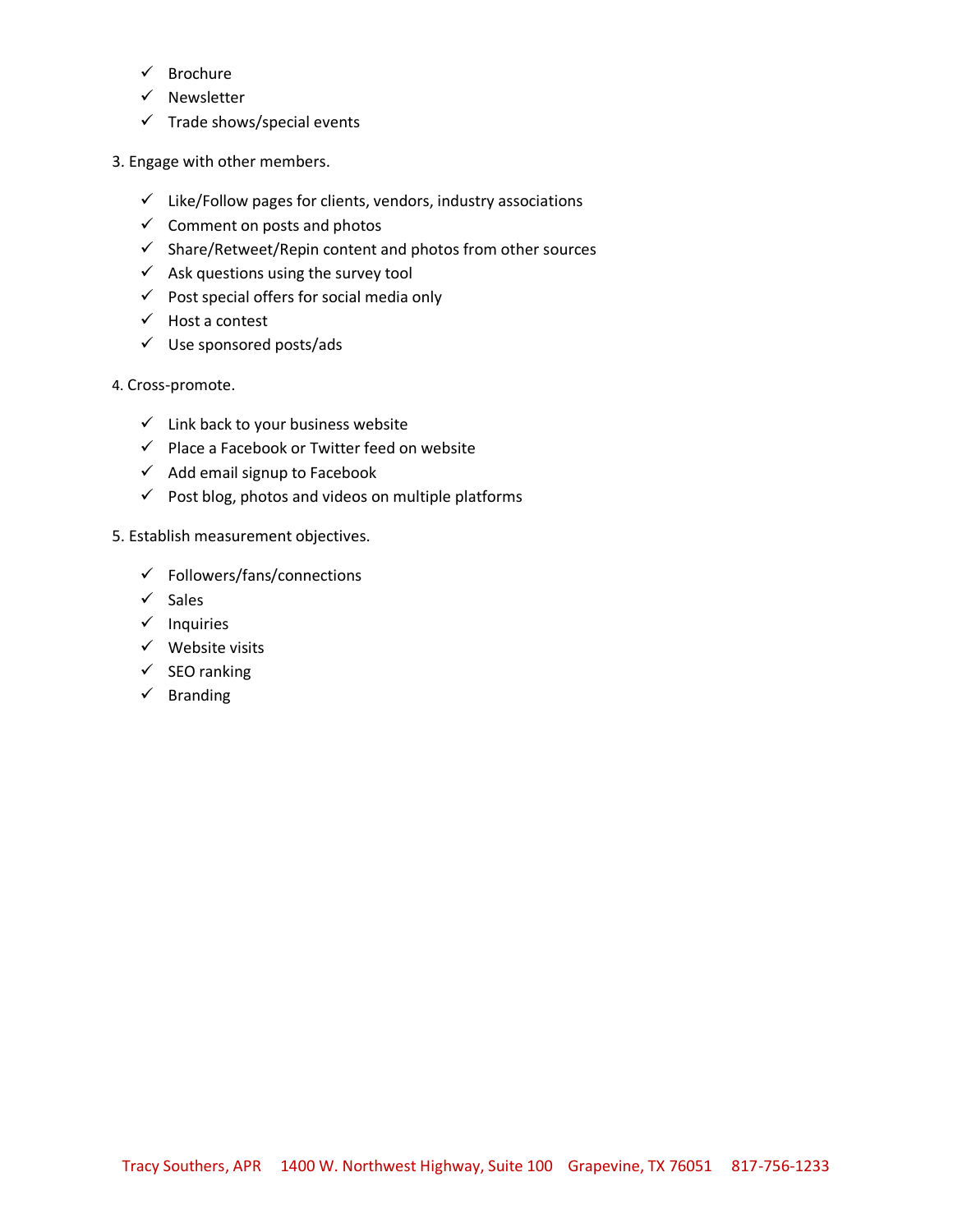- ✓ Brochure
- ✓ Newsletter
- ✓ Trade shows/special events

3. Engage with other members.

- ✓ Like/Follow pages for clients, vendors, industry associations
- ✓ Comment on posts and photos
- ✓ Share/Retweet/Repin content and photos from other sources
- ✓ Ask questions using the survey tool
- ✓ Post special offers for social media only
- ✓ Host a contest
- ✓ Use sponsored posts/ads

4. Cross-promote.

- ✓ Link back to your business website
- ✓ Place a Facebook or Twitter feed on website
- ✓ Add email signup to Facebook
- ✓ Post blog, photos and videos on multiple platforms

5. Establish measurement objectives.

- ✓ Followers/fans/connections
- ✓ Sales
- ✓ Inquiries
- ✓ Website visits
- ✓ SEO ranking
- ✓ Branding